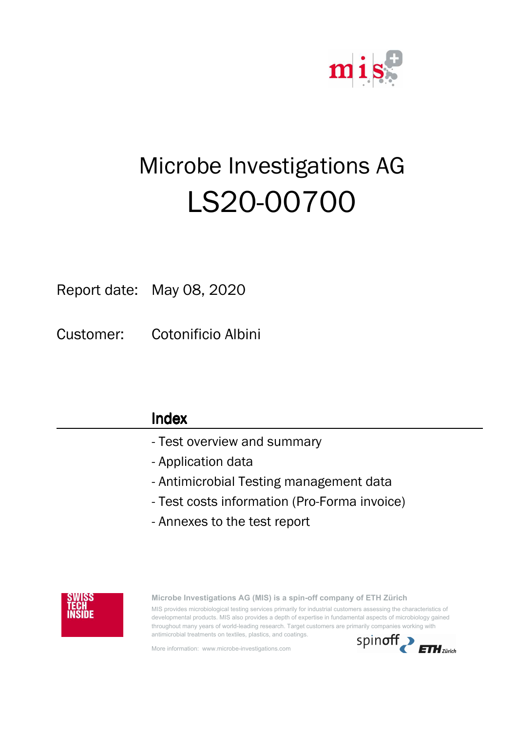# Microbe Investigations AG

# LS20-00700

Report date: May 08, 2020

Customer: Cotonificio Albini

## Index

- Test overview and summary
- Application data
- Antimicrobial Testing management data
- Test costs information (Pro-Forma invoice)
- Annexes to the test report

SWISS TECH INSIDE

**Microbe Investigations AG (MIS) is a spin-off company of ETH Zürich**

MIS provides microbiological testing services primarily for industrial customers assessing the characteristics of developmental products. MIS also provides a depth of expertise in fundamental aspects of microbiology gained throughout many years of world-leading research. Target customers are primarily companies working with antimicrobial treatments on textiles, plastics, and coatings.

More information: www.microbe-investigations.com

spinoff ETH Zürich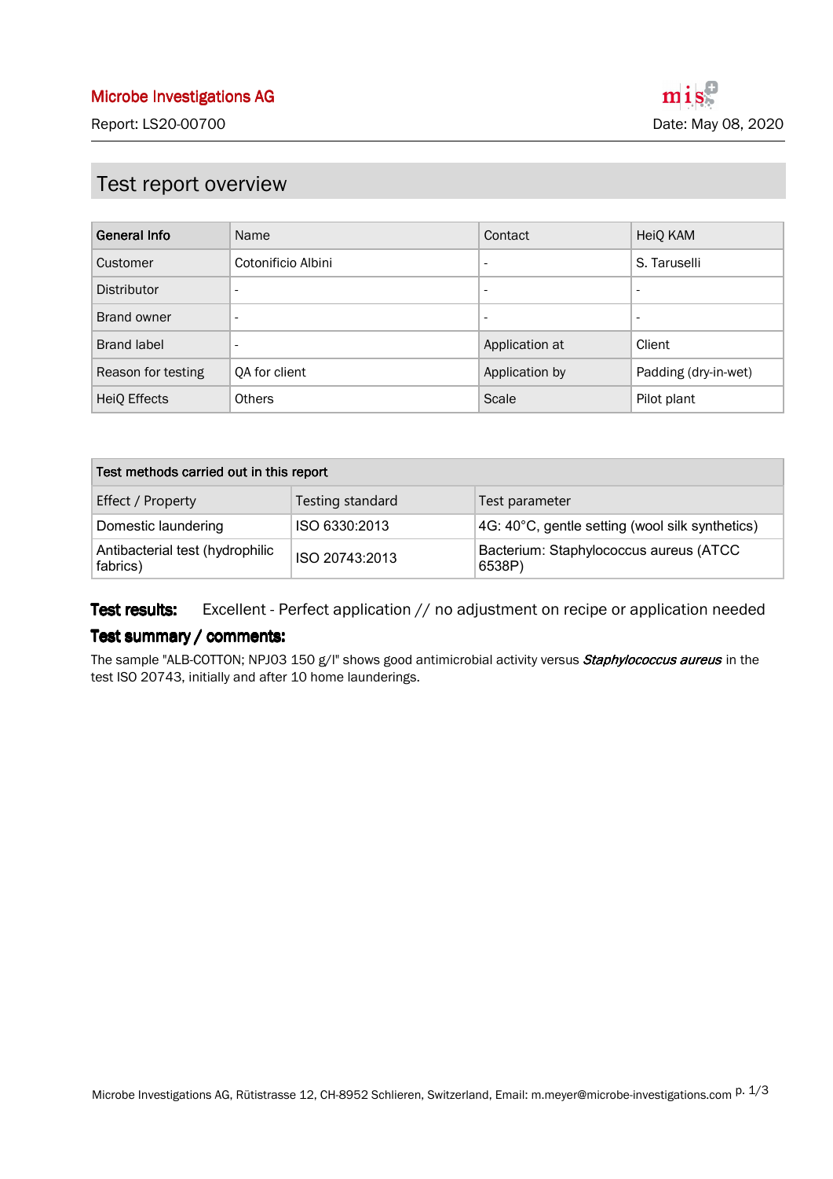Microbe Investigations AG

Report: LS20-00700

Date: May 08, 2020

## Test report overview

| General Info | Name | Contact | HeiQ KAM |
|---|---|---|---|
| Customer | Cotonificio Albini | - | S. Taruselli |
| Distributor | - | - | - |
| Brand owner | - | - | - |
| Brand label | - | Application at | Client |
| Reason for testing | QA for client | Application by | Padding (dry-in-wet) |
| HeiQ Effects | Others | Scale | Pilot plant |

| Test methods carried out in this report | | |
|---|---|---|
| Effect / Property | Testing standard | Test parameter |
| Domestic laundering | ISO 6330:2013 | 4G: 40°C, gentle setting (wool silk synthetics) |
| Antibacterial test (hydrophilic fabrics) | ISO 20743:2013 | Bacterium: Staphylococcus aureus (ATCC 6538P) |

**Test results:** Excellent - Perfect application // no adjustment on recipe or application needed

**Test summary / comments:**

The sample "ALB-COTTON; NPJ03 150 g/l" shows good antimicrobial activity versus ***Staphylococcus aureus*** in the test ISO 20743, initially and after 10 home launderings.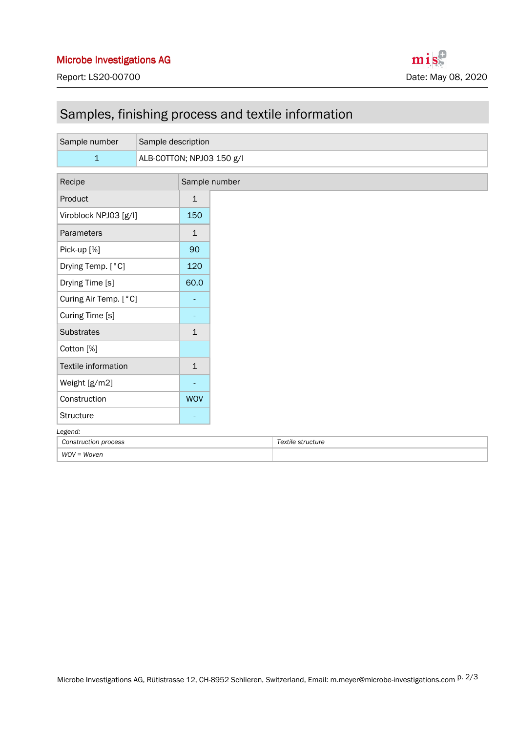## Samples, finishing process and textile information

| Sample number | Sample description |
|---|---|
| 1 | ALB-COTTON; NPJ03 150 g/l |

| Recipe | Sample number |
|---|---|
| Product | 1 |
| Viroblock NPJ03 [g/l] | 150 |
| Parameters | 1 |
| Pick-up [%] | 90 |
| Drying Temp. [°C] | 120 |
| Drying Time [s] | 60.0 |
| Curing Air Temp. [°C] | - |
| Curing Time [s] | - |
| Substrates | 1 |
| Cotton [%] | |
| Textile information | 1 |
| Weight [g/m2] | - |
| Construction | WOV |
| Structure | - |

*Legend:*

| *Construction process* | *Textile structure* |
|---|---|
| *WOV = Woven* | |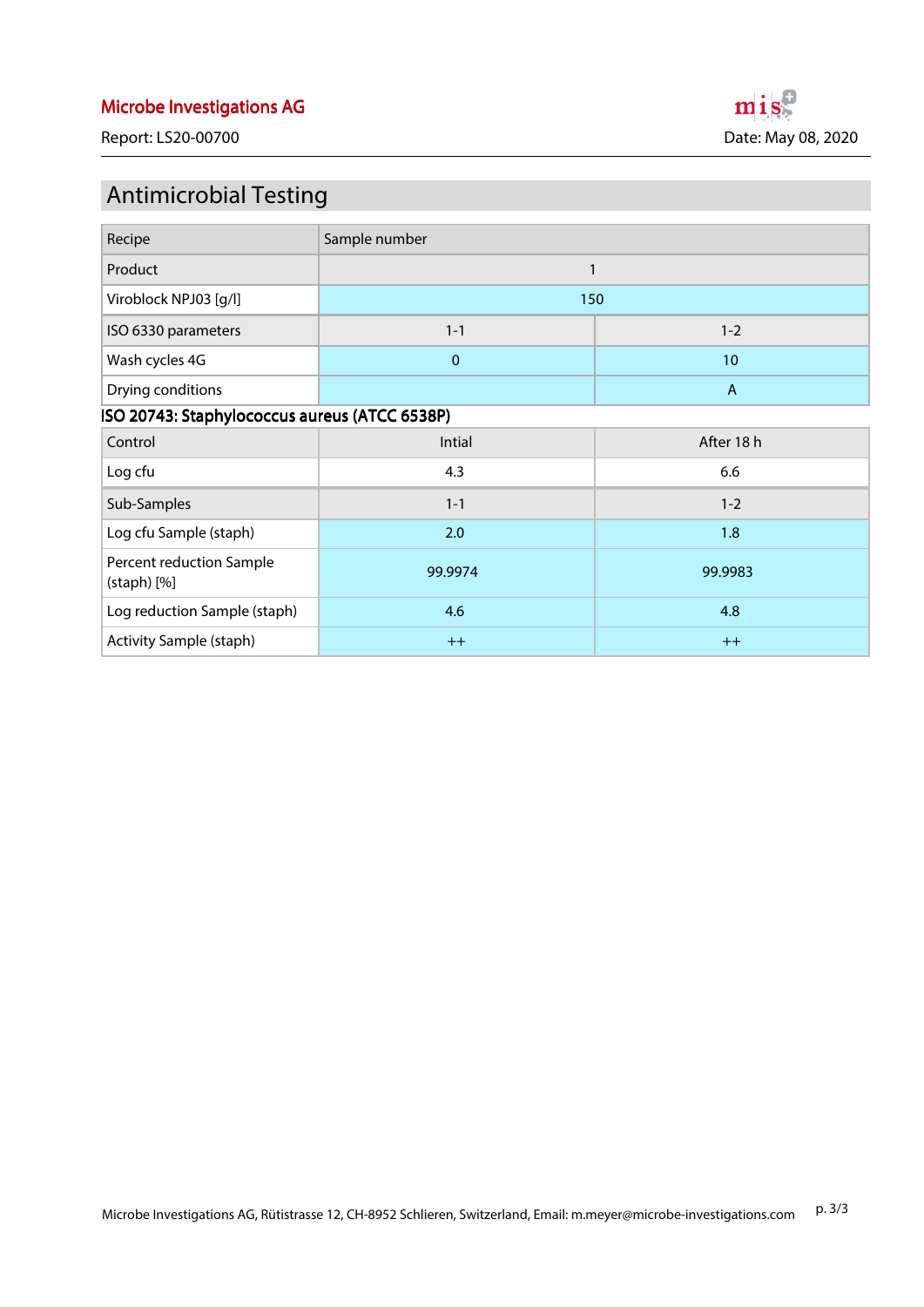Microbe Investigations AG

Report: LS20-00700

Date: May 08, 2020

# Antimicrobial Testing

| Recipe | Sample number | |
|---|---|---|
| Product | 1 | |
| Viroblock NPJ03 [g/l] | 150 | |
| ISO 6330 parameters | 1-1 | 1-2 |
| Wash cycles 4G | 0 | 10 |
| Drying conditions | | A |

**ISO 20743: Staphylococcus aureus (ATCC 6538P)**

| Control | Intial | After 18 h |
|---|---|---|
| Log cfu | 4.3 | 6.6 |
| Sub-Samples | 1-1 | 1-2 |
| Log cfu Sample (staph) | 2.0 | 1.8 |
| Percent reduction Sample (staph) [%] | 99.9974 | 99.9983 |
| Log reduction Sample (staph) | 4.6 | 4.8 |
| Activity Sample (staph) | ++ | ++ |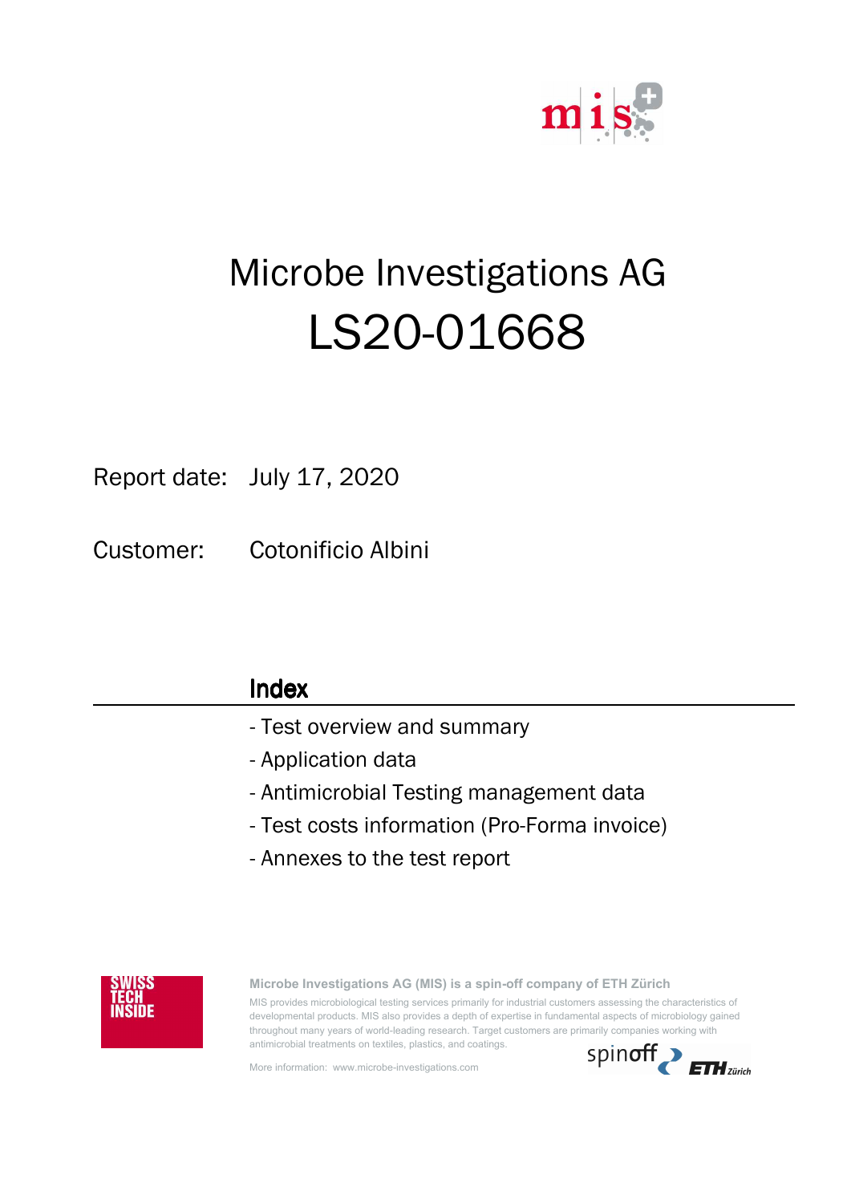# Microbe Investigations AG

# LS20-01668

Report date: July 17, 2020

Customer: Cotonificio Albini

## Index

- Test overview and summary
- Application data
- Antimicrobial Testing management data
- Test costs information (Pro-Forma invoice)
- Annexes to the test report

SWISS TECH INSIDE

**Microbe Investigations AG (MIS) is a spin-off company of ETH Zürich**

MIS provides microbiological testing services primarily for industrial customers assessing the characteristics of developmental products. MIS also provides a depth of expertise in fundamental aspects of microbiology gained throughout many years of world-leading research. Target customers are primarily companies working with antimicrobial treatments on textiles, plastics, and coatings.

More information: www.microbe-investigations.com

spinoff ETH Zürich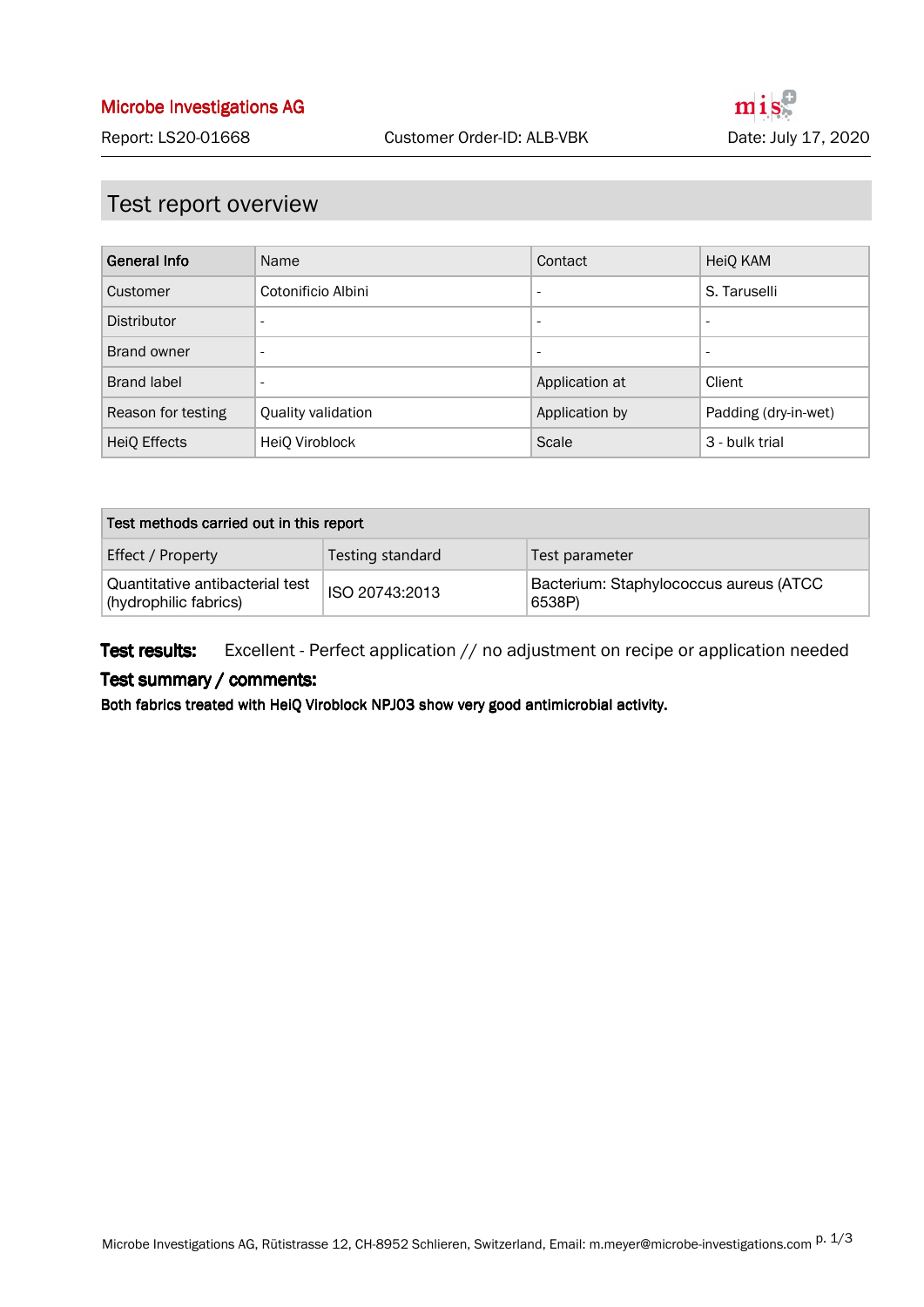**Microbe Investigations AG**

Report: LS20-01668 | Customer Order-ID: ALB-VBK | Date: July 17, 2020

## Test report overview

| General Info | Name | Contact | HeiQ KAM |
|---|---|---|---|
| Customer | Cotonificio Albini | - | S. Taruselli |
| Distributor | - | - | - |
| Brand owner | - | - | - |
| Brand label | - | Application at | Client |
| Reason for testing | Quality validation | Application by | Padding (dry-in-wet) |
| HeiQ Effects | HeiQ Viroblock | Scale | 3 - bulk trial |

| Test methods carried out in this report | | |
|---|---|---|
| Effect / Property | Testing standard | Test parameter |
| Quantitative antibacterial test (hydrophilic fabrics) | ISO 20743:2013 | Bacterium: Staphylococcus aureus (ATCC 6538P) |

**Test results:** Excellent - Perfect application // no adjustment on recipe or application needed

**Test summary / comments:**

**Both fabrics treated with HeiQ Viroblock NPJ03 show very good antimicrobial activity.**

Microbe Investigations AG, Rütistrasse 12, CH-8952 Schlieren, Switzerland, Email: m.meyer@microbe-investigations.com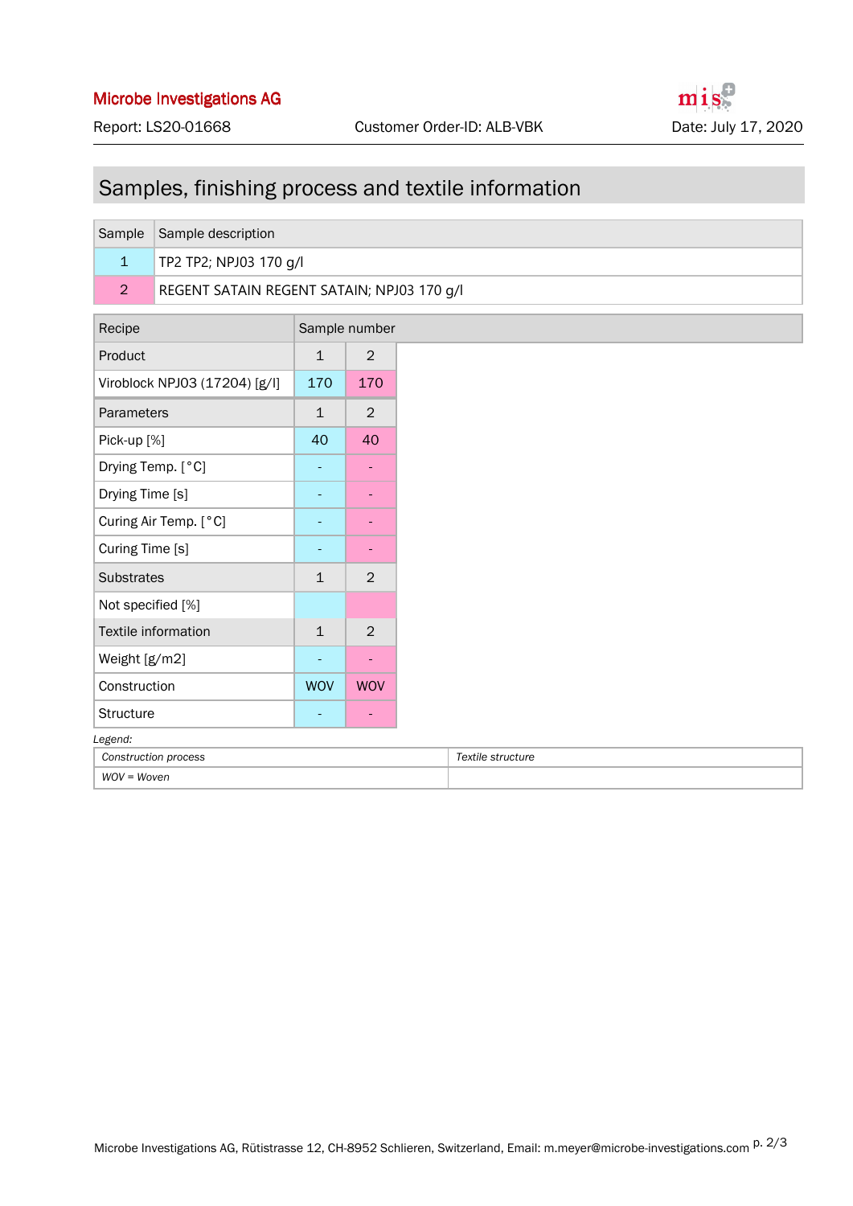# Samples, finishing process and textile information

| Sample | Sample description |
|---|---|
| 1 | TP2 TP2; NPJ03 170 g/l |
| 2 | REGENT SATAIN REGENT SATAIN; NPJ03 170 g/l |

| Recipe | Sample number | |
|---|---|---|
| Product | 1 | 2 |
| Viroblock NPJ03 (17204) [g/l] | 170 | 170 |
| Parameters | 1 | 2 |
| Pick-up [%] | 40 | 40 |
| Drying Temp. [°C] | - | - |
| Drying Time [s] | - | - |
| Curing Air Temp. [°C] | - | - |
| Curing Time [s] | - | - |
| Substrates | 1 | 2 |
| Not specified [%] | | |
| Textile information | 1 | 2 |
| Weight [g/m2] | - | - |
| Construction | WOV | WOV |
| Structure | - | - |

*Legend:*

| *Construction process* | *Textile structure* |
|---|---|
| *WOV = Woven* | |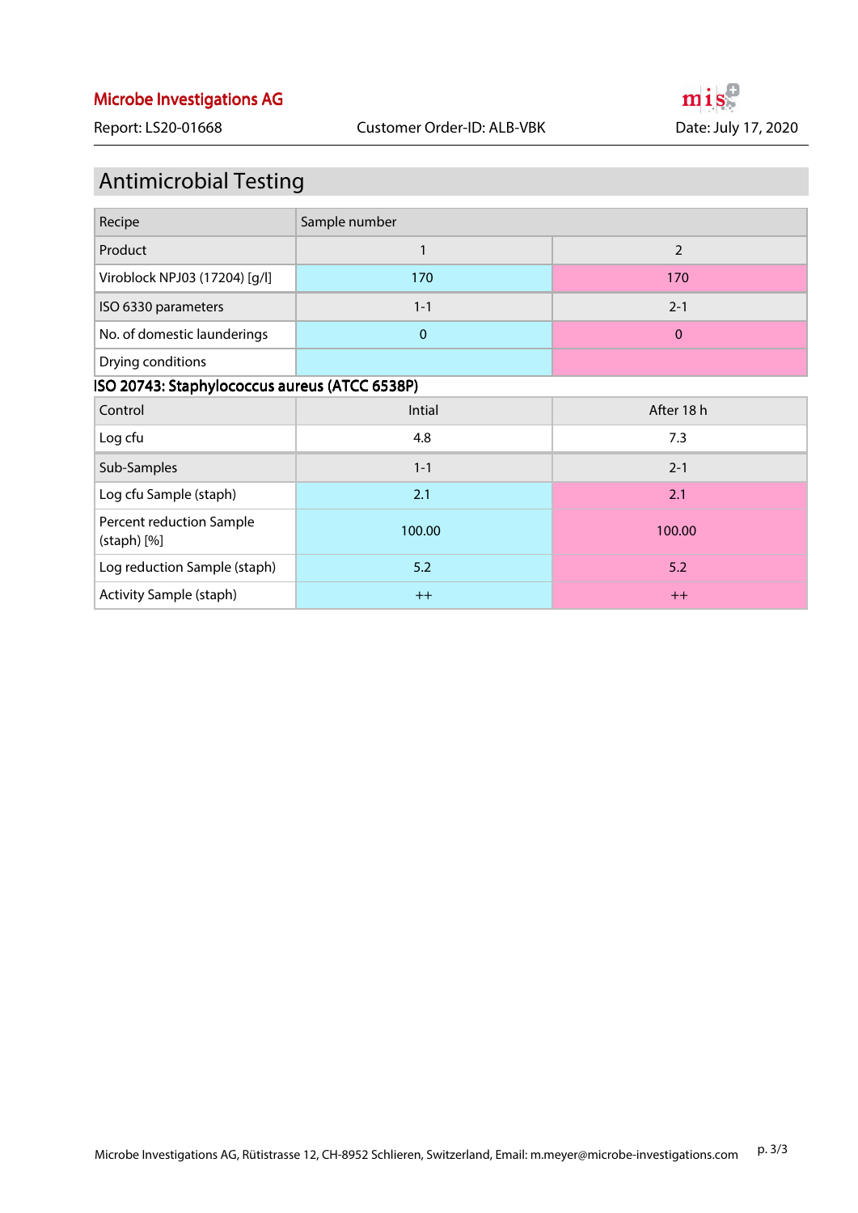# Antimicrobial Testing

| Recipe | Sample number | |
|---|---|---|
| Product | 1 | 2 |
| Viroblock NPJ03 (17204) [g/l] | 170 | 170 |
| ISO 6330 parameters | 1-1 | 2-1 |
| No. of domestic launderings | 0 | 0 |
| Drying conditions | | |

**ISO 20743: Staphylococcus aureus (ATCC 6538P)**

| Control | Intial | After 18 h |
|---|---|---|
| Log cfu | 4.8 | 7.3 |
| Sub-Samples | 1-1 | 2-1 |
| Log cfu Sample (staph) | 2.1 | 2.1 |
| Percent reduction Sample (staph) [%] | 100.00 | 100.00 |
| Log reduction Sample (staph) | 5.2 | 5.2 |
| Activity Sample (staph) | ++ | ++ |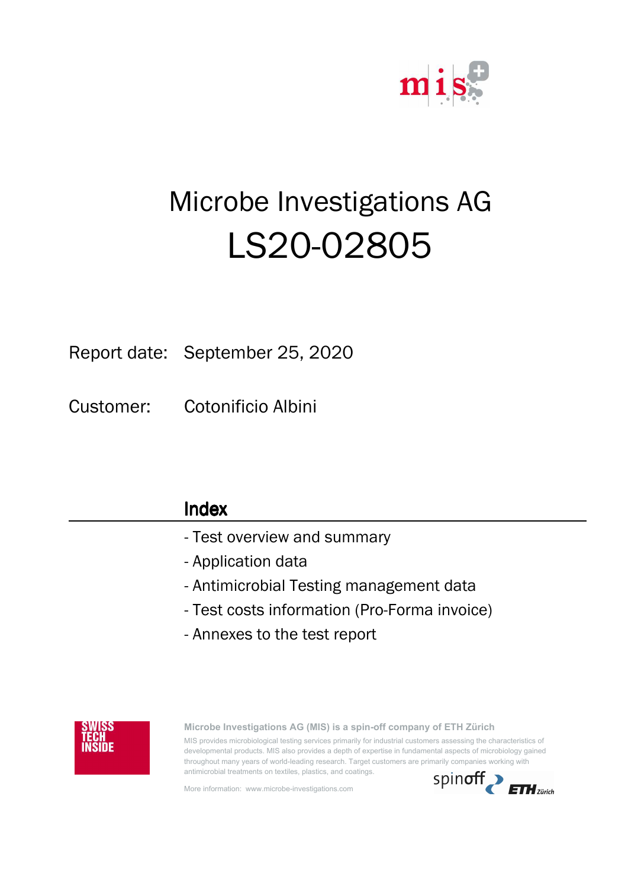# Microbe Investigations AG

# LS20-02805

Report date: September 25, 2020

Customer: Cotonificio Albini

## Index

- Test overview and summary
- Application data
- Antimicrobial Testing management data
- Test costs information (Pro-Forma invoice)
- Annexes to the test report

SWISS TECH INSIDE

**Microbe Investigations AG (MIS) is a spin-off company of ETH Zürich**

MIS provides microbiological testing services primarily for industrial customers assessing the characteristics of developmental products. MIS also provides a depth of expertise in fundamental aspects of microbiology gained throughout many years of world-leading research. Target customers are primarily companies working with antimicrobial treatments on textiles, plastics, and coatings.

More information: www.microbe-investigations.com

spinoff ETH Zürich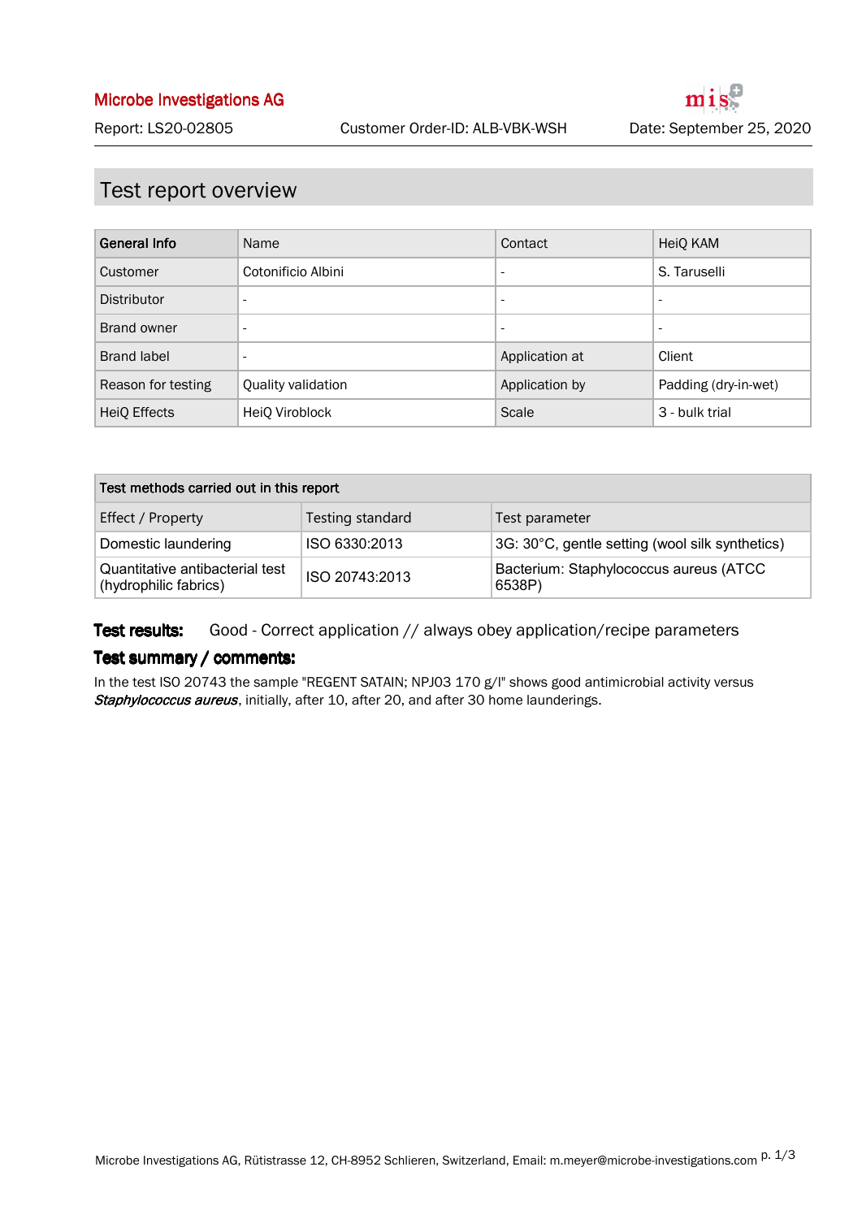**Microbe Investigations AG**

Report: LS20-02805 | Customer Order-ID: ALB-VBK-WSH | Date: September 25, 2020

## Test report overview

| General Info | Name | Contact | HeiQ KAM |
|---|---|---|---|
| Customer | Cotonificio Albini | - | S. Taruselli |
| Distributor | - | - | - |
| Brand owner | - | - | - |
| Brand label | - | Application at | Client |
| Reason for testing | Quality validation | Application by | Padding (dry-in-wet) |
| HeiQ Effects | HeiQ Viroblock | Scale | 3 - bulk trial |

| Test methods carried out in this report | | |
|---|---|---|
| Effect / Property | Testing standard | Test parameter |
| Domestic laundering | ISO 6330:2013 | 3G: 30°C, gentle setting (wool silk synthetics) |
| Quantitative antibacterial test (hydrophilic fabrics) | ISO 20743:2013 | Bacterium: Staphylococcus aureus (ATCC 6538P) |

**Test results:** Good - Correct application // always obey application/recipe parameters

**Test summary / comments:**

In the test ISO 20743 the sample "REGENT SATAIN; NPJ03 170 g/l" shows good antimicrobial activity versus ***Staphylococcus aureus***, initially, after 10, after 20, and after 30 home launderings.

Microbe Investigations AG, Rütistrasse 12, CH-8952 Schlieren, Switzerland, Email: m.meyer@microbe-investigations.com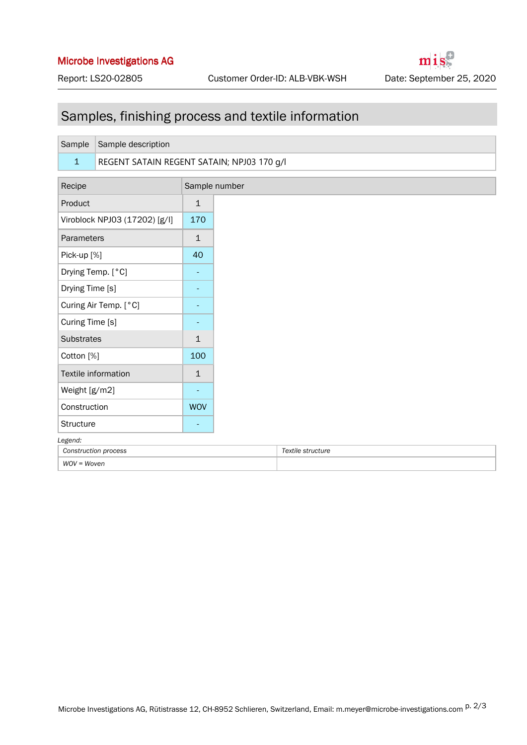## Samples, finishing process and textile information

| Sample | Sample description |
|---|---|
| 1 | REGENT SATAIN REGENT SATAIN; NPJ03 170 g/l |

| Recipe | Sample number |
|---|---|
| Product | 1 |
| Viroblock NPJ03 (17202) [g/l] | 170 |
| Parameters | 1 |
| Pick-up [%] | 40 |
| Drying Temp. [°C] | - |
| Drying Time [s] | - |
| Curing Air Temp. [°C] | - |
| Curing Time [s] | - |
| Substrates | 1 |
| Cotton [%] | 100 |
| Textile information | 1 |
| Weight [g/m2] | - |
| Construction | WOV |
| Structure | - |

*Legend:*

| *Construction process* | *Textile structure* |
|---|---|
| *WOV = Woven* | |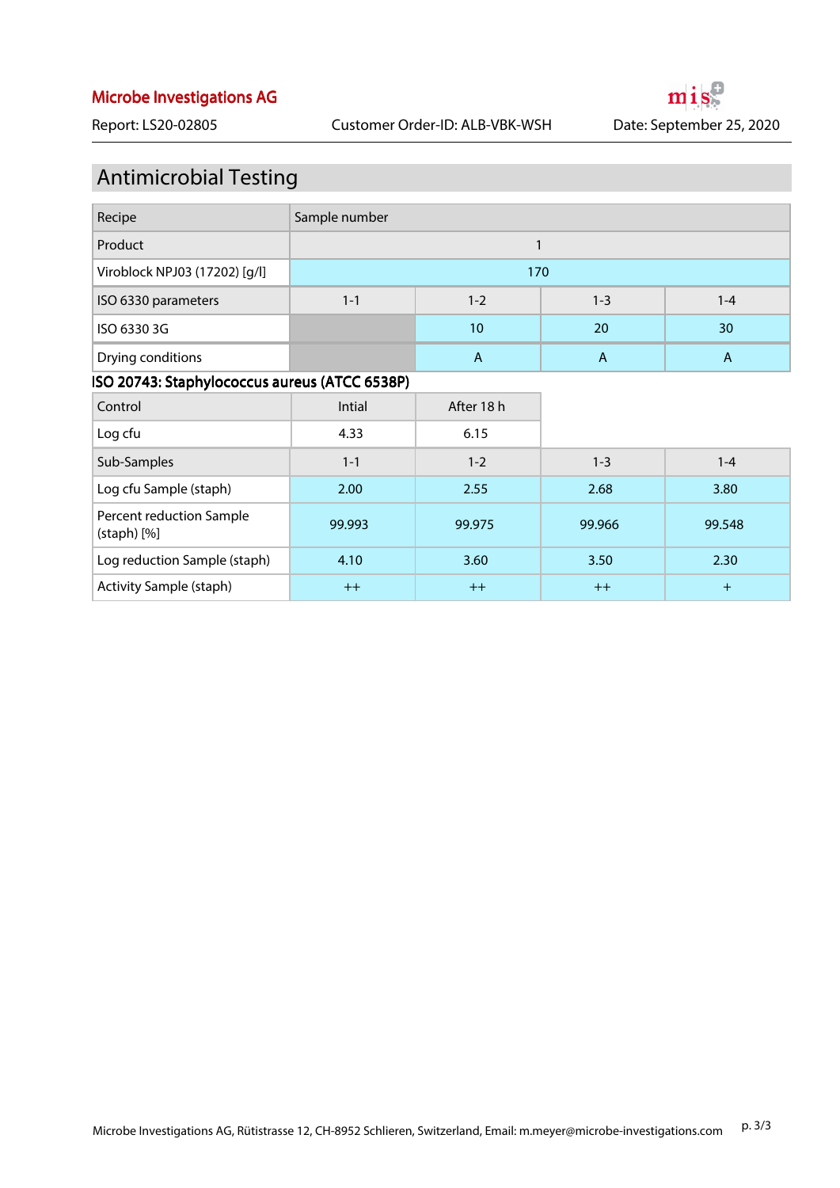## Antimicrobial Testing

| Recipe | Sample number | | | |
|---|---|---|---|---|
| Product | 1 | | | |
| Viroblock NPJ03 (17202) [g/l] | 170 | | | |
| ISO 6330 parameters | 1-1 | 1-2 | 1-3 | 1-4 |
| ISO 6330 3G | | 10 | 20 | 30 |
| Drying conditions | | A | A | A |

**ISO 20743: Staphylococcus aureus (ATCC 6538P)**

| Control | Intial | After 18 h | | |
|---|---|---|---|---|
| Log cfu | 4.33 | 6.15 | | |
| Sub-Samples | 1-1 | 1-2 | 1-3 | 1-4 |
| Log cfu Sample (staph) | 2.00 | 2.55 | 2.68 | 3.80 |
| Percent reduction Sample (staph) [%] | 99.993 | 99.975 | 99.966 | 99.548 |
| Log reduction Sample (staph) | 4.10 | 3.60 | 3.50 | 2.30 |
| Activity Sample (staph) | ++ | ++ | ++ | + |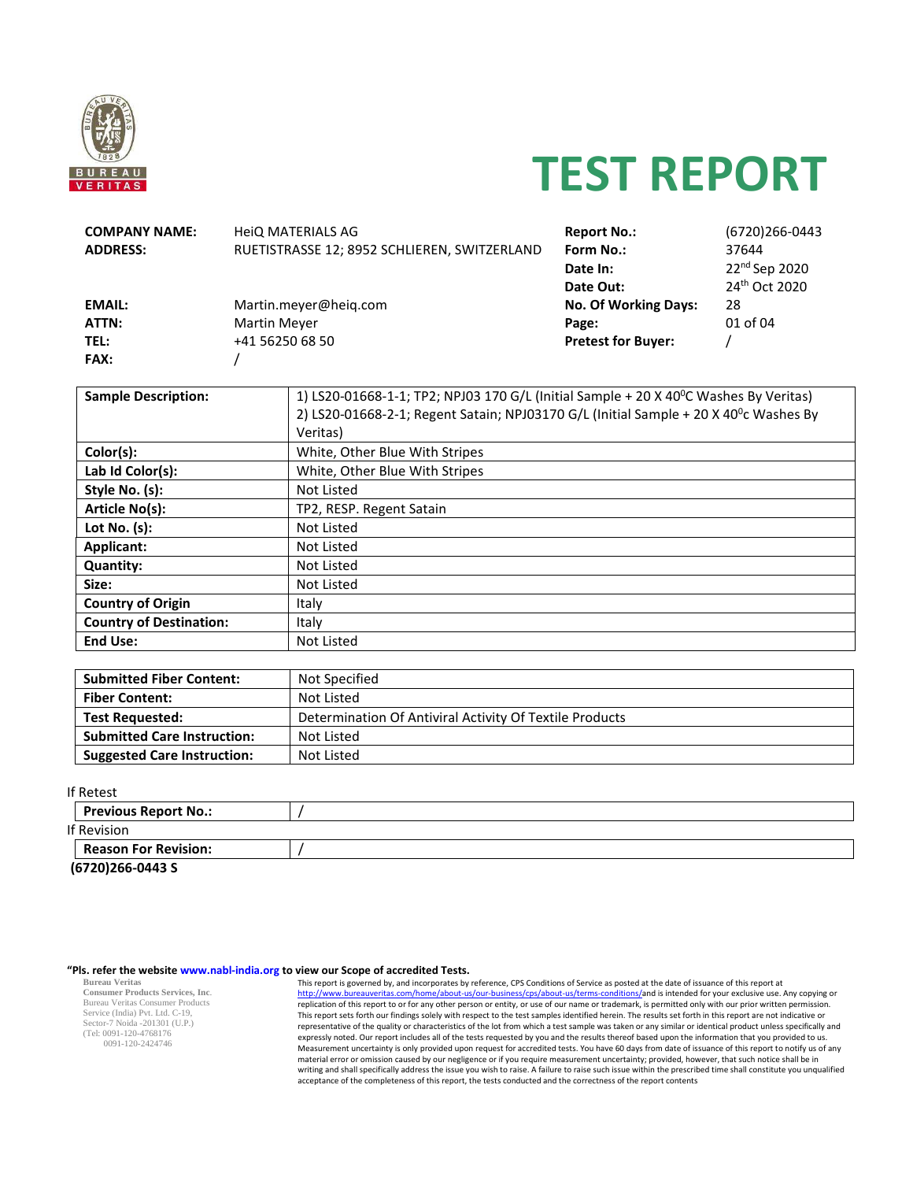# TEST REPORT

| | | | |
|---|---|---|---|
| **COMPANY NAME:** | HeiQ MATERIALS AG | **Report No.:** | (6720)266-0443 |
| **ADDRESS:** | RUETISTRASSE 12; 8952 SCHLIEREN, SWITZERLAND | **Form No.:** | 37644 |
| | | **Date In:** | 22nd Sep 2020 |
| | | **Date Out:** | 24th Oct 2020 |
| **EMAIL:** | Martin.meyer@heiq.com | **No. Of Working Days:** | 28 |
| **ATTN:** | Martin Meyer | **Page:** | 01 of 04 |
| **TEL:** | +41 56250 68 50 | **Pretest for Buyer:** | / |
| **FAX:** | / | | |

| | |
|---|---|
| **Sample Description:** | 1) LS20-01668-1-1; TP2; NPJ03 170 G/L (Initial Sample + 20 X 40$^0$C Washes By Veritas)<br>2) LS20-01668-2-1; Regent Satain; NPJ03170 G/L (Initial Sample + 20 X 40$^0$c Washes By Veritas) |
| **Color(s):** | White, Other Blue With Stripes |
| **Lab Id Color(s):** | White, Other Blue With Stripes |
| **Style No. (s):** | Not Listed |
| **Article No(s):** | TP2, RESP. Regent Satain |
| **Lot No. (s):** | Not Listed |
| **Applicant:** | Not Listed |
| **Quantity:** | Not Listed |
| **Size:** | Not Listed |
| **Country of Origin** | Italy |
| **Country of Destination:** | Italy |
| **End Use:** | Not Listed |

| | |
|---|---|
| **Submitted Fiber Content:** | Not Specified |
| **Fiber Content:** | Not Listed |
| **Test Requested:** | Determination Of Antiviral Activity Of Textile Products |
| **Submitted Care Instruction:** | Not Listed |
| **Suggested Care Instruction:** | Not Listed |

If Retest

| | |
|---|---|
| **Previous Report No.:** | / |

If Revision

| | |
|---|---|
| **Reason For Revision:** | / |

**(6720)266-0443 S**

**"Pls. refer the website www.nabl-india.org to view our Scope of accredited Tests.**

Bureau Veritas
Consumer Products Services, Inc.
Bureau Veritas Consumer Products Service (India) Pvt. Ltd. C-19, Sector-7 Noida -201301 (U.P.)
(Tel: 0091-120-4768176
0091-120-2424746

This report is governed by, and incorporates by reference, CPS Conditions of Service as posted at the date of issuance of this report at http://www.bureauveritas.com/home/about-us/our-business/cps/about-us/terms-conditions/and is intended for your exclusive use. Any copying or replication of this report to or for any other person or entity, or use of our name or trademark, is permitted only with our prior written permission. This report sets forth our findings solely with respect to the test samples identified herein. The results set forth in this report are not indicative or representative of the quality or characteristics of the lot from which a test sample was taken or any similar or identical product unless specifically and expressly noted. Our report includes all of the tests requested by you and the results thereof based upon the information that you provided to us. Measurement uncertainty is only provided upon request for accredited tests. You have 60 days from date of issuance of this report to notify us of any material error or omission caused by our negligence or if you require measurement uncertainty; provided, however, that such notice shall be in writing and shall specifically address the issue you wish to raise. A failure to raise such issue within the prescribed time shall constitute you unqualified acceptance of the completeness of this report, the tests conducted and the correctness of the report contents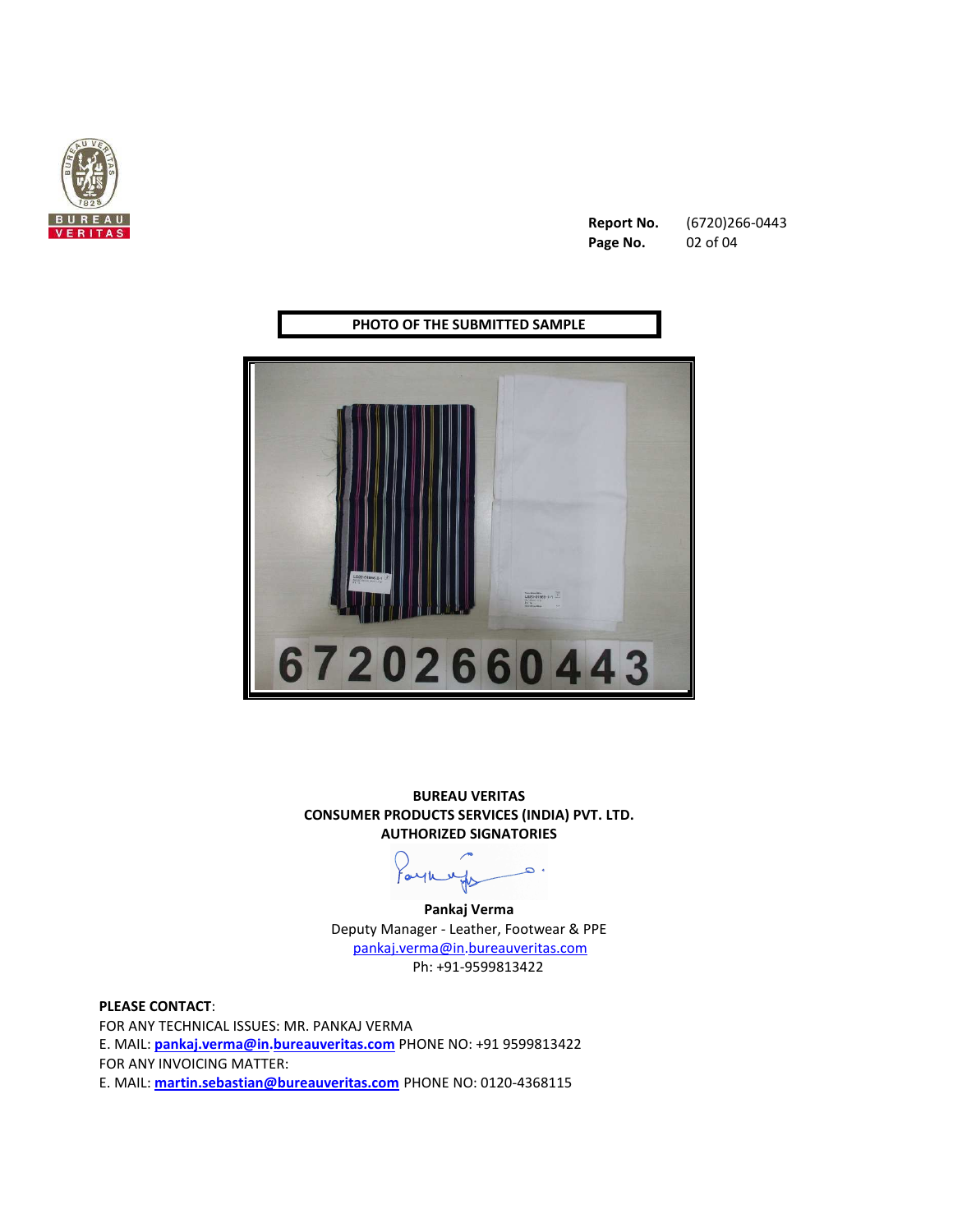**Report No.** (6720)266-0443

## PHOTO OF THE SUBMITTED SAMPLE

**BUREAU VERITAS**
**CONSUMER PRODUCTS SERVICES (INDIA) PVT. LTD.**
**AUTHORIZED SIGNATORIES**

**Pankaj Verma**
Deputy Manager - Leather, Footwear & PPE
pankaj.verma@in.bureauveritas.com
Ph: +91-9599813422

**PLEASE CONTACT**:
FOR ANY TECHNICAL ISSUES: MR. PANKAJ VERMA
E. MAIL: **pankaj.verma@in.bureauveritas.com** PHONE NO: +91 9599813422
FOR ANY INVOICING MATTER:
E. MAIL: **martin.sebastian@bureauveritas.com** PHONE NO: 0120-4368115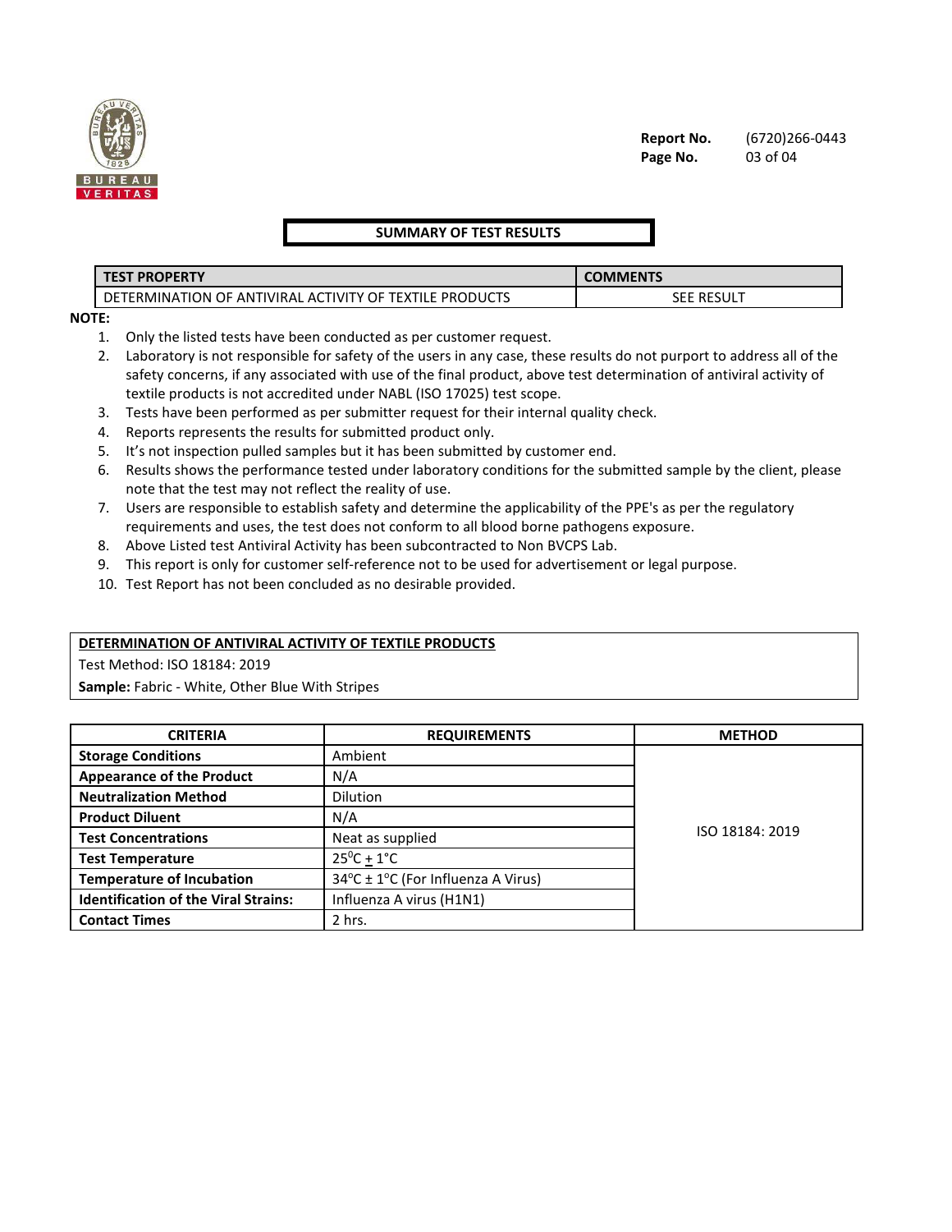Report No. (6720)266-0443

## SUMMARY OF TEST RESULTS

| TEST PROPERTY | COMMENTS |
| --- | --- |
| DETERMINATION OF ANTIVIRAL ACTIVITY OF TEXTILE PRODUCTS | SEE RESULT |

**NOTE:**

1. Only the listed tests have been conducted as per customer request.
2. Laboratory is not responsible for safety of the users in any case, these results do not purport to address all of the safety concerns, if any associated with use of the final product, above test determination of antiviral activity of textile products is not accredited under NABL (ISO 17025) test scope.
3. Tests have been performed as per submitter request for their internal quality check.
4. Reports represents the results for submitted product only.
5. It's not inspection pulled samples but it has been submitted by customer end.
6. Results shows the performance tested under laboratory conditions for the submitted sample by the client, please note that the test may not reflect the reality of use.
7. Users are responsible to establish safety and determine the applicability of the PPE's as per the regulatory requirements and uses, the test does not conform to all blood borne pathogens exposure.
8. Above Listed test Antiviral Activity has been subcontracted to Non BVCPS Lab.
9. This report is only for customer self-reference not to be used for advertisement or legal purpose.
10. Test Report has not been concluded as no desirable provided.

**DETERMINATION OF ANTIVIRAL ACTIVITY OF TEXTILE PRODUCTS**

Test Method: ISO 18184: 2019

**Sample:** Fabric - White, Other Blue With Stripes

| CRITERIA | REQUIREMENTS | METHOD |
| --- | --- | --- |
| **Storage Conditions** | Ambient | ISO 18184: 2019 |
| **Appearance of the Product** | N/A | |
| **Neutralization Method** | Dilution | |
| **Product Diluent** | N/A | |
| **Test Concentrations** | Neat as supplied | |
| **Test Temperature** | $25^{0}C \pm 1°C$ | |
| **Temperature of Incubation** | 34°C ± 1°C (For Influenza A Virus) | |
| **Identification of the Viral Strains:** | Influenza A virus (H1N1) | |
| **Contact Times** | 2 hrs. | |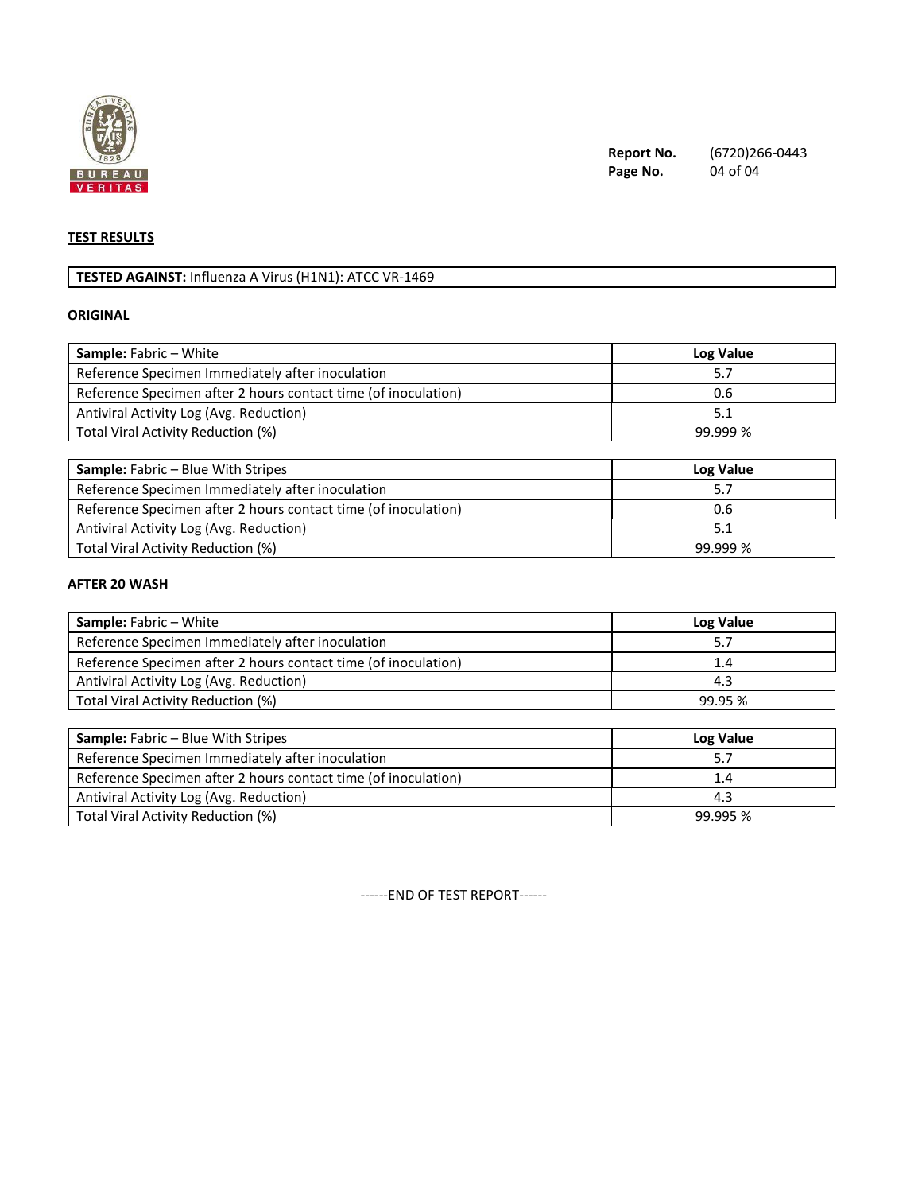Report No. (6720)266-0443

**TEST RESULTS**

**TESTED AGAINST:** Influenza A Virus (H1N1): ATCC VR-1469

**ORIGINAL**

| **Sample:** Fabric – White | **Log Value** |
|---|---|
| Reference Specimen Immediately after inoculation | 5.7 |
| Reference Specimen after 2 hours contact time (of inoculation) | 0.6 |
| Antiviral Activity Log (Avg. Reduction) | 5.1 |
| Total Viral Activity Reduction (%) | 99.999 % |

| **Sample:** Fabric – Blue With Stripes | **Log Value** |
|---|---|
| Reference Specimen Immediately after inoculation | 5.7 |
| Reference Specimen after 2 hours contact time (of inoculation) | 0.6 |
| Antiviral Activity Log (Avg. Reduction) | 5.1 |
| Total Viral Activity Reduction (%) | 99.999 % |

**AFTER 20 WASH**

| **Sample:** Fabric – White | **Log Value** |
|---|---|
| Reference Specimen Immediately after inoculation | 5.7 |
| Reference Specimen after 2 hours contact time (of inoculation) | 1.4 |
| Antiviral Activity Log (Avg. Reduction) | 4.3 |
| Total Viral Activity Reduction (%) | 99.95 % |

| **Sample:** Fabric – Blue With Stripes | **Log Value** |
|---|---|
| Reference Specimen Immediately after inoculation | 5.7 |
| Reference Specimen after 2 hours contact time (of inoculation) | 1.4 |
| Antiviral Activity Log (Avg. Reduction) | 4.3 |
| Total Viral Activity Reduction (%) | 99.995 % |

------END OF TEST REPORT------